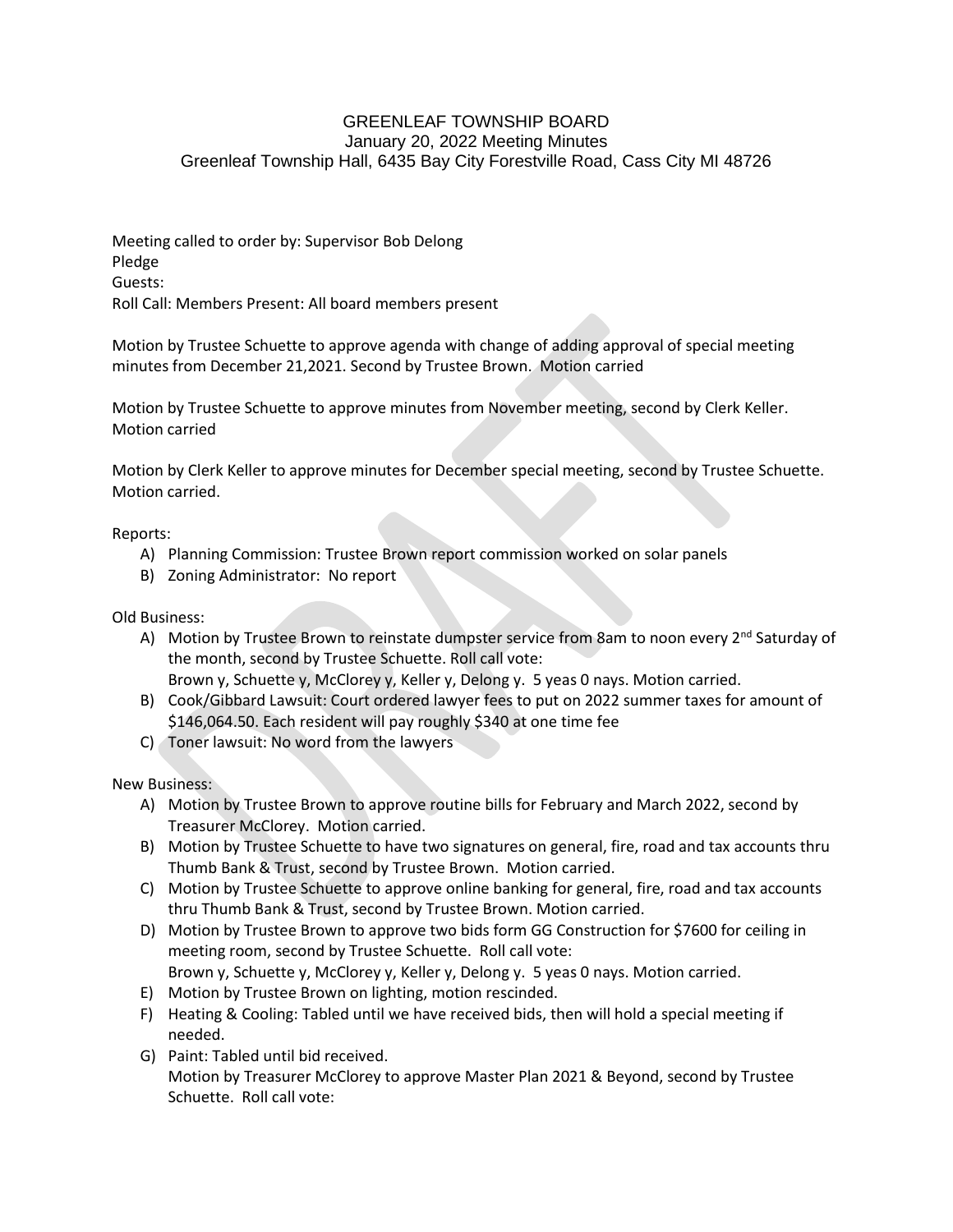# GREENLEAF TOWNSHIP BOARD

January 20, 2022 Meeting Minutes

Greenleaf Township Hall, 6435 Bay City Forestville Road, Cass City MI 48726

Meeting called to order by: Supervisor Bob Delong
Pledge
Guests:
Roll Call: Members Present: All board members present

Motion by Trustee Schuette to approve agenda with change of adding approval of special meeting minutes from December 21,2021. Second by Trustee Brown. Motion carried

Motion by Trustee Schuette to approve minutes from November meeting, second by Clerk Keller. Motion carried

Motion by Clerk Keller to approve minutes for December special meeting, second by Trustee Schuette. Motion carried.

Reports:

A) Planning Commission: Trustee Brown report commission worked on solar panels
B) Zoning Administrator: No report

Old Business:

A) Motion by Trustee Brown to reinstate dumpster service from 8am to noon every 2nd Saturday of the month, second by Trustee Schuette. Roll call vote:
Brown y, Schuette y, McClorey y, Keller y, Delong y. 5 yeas 0 nays. Motion carried.
B) Cook/Gibbard Lawsuit: Court ordered lawyer fees to put on 2022 summer taxes for amount of \$146,064.50. Each resident will pay roughly \$340 at one time fee
C) Toner lawsuit: No word from the lawyers

New Business:

A) Motion by Trustee Brown to approve routine bills for February and March 2022, second by Treasurer McClorey. Motion carried.
B) Motion by Trustee Schuette to have two signatures on general, fire, road and tax accounts thru Thumb Bank & Trust, second by Trustee Brown. Motion carried.
C) Motion by Trustee Schuette to approve online banking for general, fire, road and tax accounts thru Thumb Bank & Trust, second by Trustee Brown. Motion carried.
D) Motion by Trustee Brown to approve two bids form GG Construction for \$7600 for ceiling in meeting room, second by Trustee Schuette. Roll call vote:
Brown y, Schuette y, McClorey y, Keller y, Delong y. 5 yeas 0 nays. Motion carried.
E) Motion by Trustee Brown on lighting, motion rescinded.
F) Heating & Cooling: Tabled until we have received bids, then will hold a special meeting if needed.
G) Paint: Tabled until bid received.
Motion by Treasurer McClorey to approve Master Plan 2021 & Beyond, second by Trustee Schuette. Roll call vote: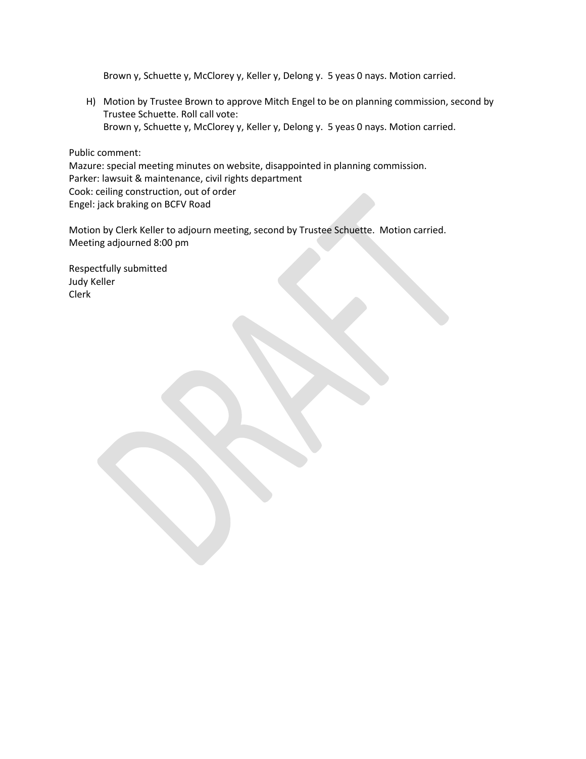Brown y, Schuette y, McClorey y, Keller y, Delong y.  5 yeas 0 nays. Motion carried.

H) Motion by Trustee Brown to approve Mitch Engel to be on planning commission, second by Trustee Schuette. Roll call vote:
Brown y, Schuette y, McClorey y, Keller y, Delong y.  5 yeas 0 nays. Motion carried.

Public comment:
Mazure: special meeting minutes on website, disappointed in planning commission.
Parker: lawsuit & maintenance, civil rights department
Cook: ceiling construction, out of order
Engel: jack braking on BCFV Road

Motion by Clerk Keller to adjourn meeting, second by Trustee Schuette.  Motion carried.
Meeting adjourned 8:00 pm

Respectfully submitted
Judy Keller
Clerk

DRAFT